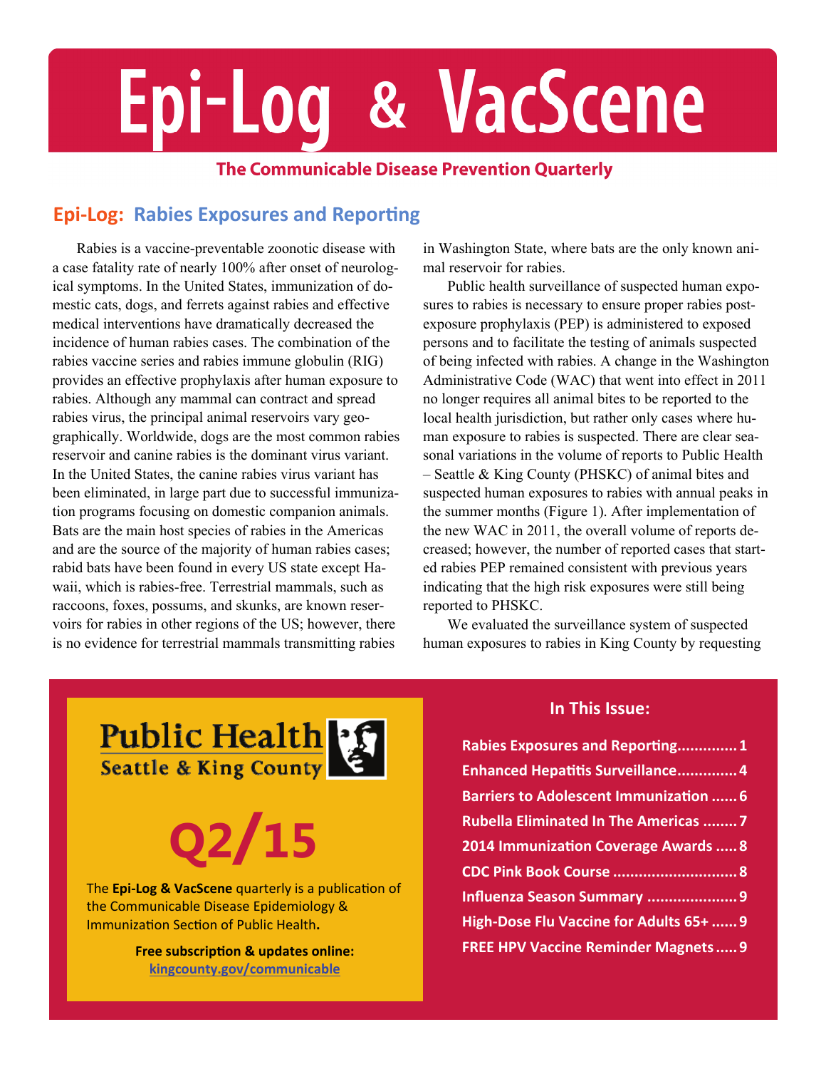# Epi-Log & VacScene

**The Communicable Disease Prevention Quarterly**

## Epi-Log: Rabies Exposures and Reporting

Rabies is a vaccine-preventable zoonotic disease with a case fatality rate of nearly 100% after onset of neurological symptoms. In the United States, immunization of domestic cats, dogs, and ferrets against rabies and effective medical interventions have dramatically decreased the incidence of human rabies cases. The combination of the rabies vaccine series and rabies immune globulin (RIG) provides an effective prophylaxis after human exposure to rabies. Although any mammal can contract and spread rabies virus, the principal animal reservoirs vary geographically. Worldwide, dogs are the most common rabies reservoir and canine rabies is the dominant virus variant. In the United States, the canine rabies virus variant has been eliminated, in large part due to successful immunization programs focusing on domestic companion animals. Bats are the main host species of rabies in the Americas and are the source of the majority of human rabies cases; rabid bats have been found in every US state except Hawaii, which is rabies-free. Terrestrial mammals, such as raccoons, foxes, possums, and skunks, are known reservoirs for rabies in other regions of the US; however, there is no evidence for terrestrial mammals transmitting rabies in Washington State, where bats are the only known animal reservoir for rabies.

Public health surveillance of suspected human exposures to rabies is necessary to ensure proper rabies post-exposure prophylaxis (PEP) is administered to exposed persons and to facilitate the testing of animals suspected of being infected with rabies. A change in the Washington Administrative Code (WAC) that went into effect in 2011 no longer requires all animal bites to be reported to the local health jurisdiction, but rather only cases where human exposure to rabies is suspected. There are clear seasonal variations in the volume of reports to Public Health – Seattle & King County (PHSKC) of animal bites and suspected human exposures to rabies with annual peaks in the summer months (Figure 1). After implementation of the new WAC in 2011, the overall volume of reports decreased; however, the number of reported cases that started rabies PEP remained consistent with previous years indicating that the high risk exposures were still being reported to PHSKC.

We evaluated the surveillance system of suspected human exposures to rabies in King County by requesting

---

**Public Health**
**Seattle & King County**

**Q2/15**

The **Epi-Log & VacScene** quarterly is a publication of the Communicable Disease Epidemiology & Immunization Section of Public Health**.**

**Free subscription & updates online:**
kingcounty.gov/communicable

### In This Issue:

- Rabies Exposures and Reporting .............. 1
- Enhanced Hepatitis Surveillance .............. 4
- Barriers to Adolescent Immunization ...... 6
- Rubella Eliminated In The Americas ........ 7
- 2014 Immunization Coverage Awards ..... 8
- CDC Pink Book Course ............................ 8
- Influenza Season Summary ..................... 9
- High-Dose Flu Vaccine for Adults 65+ ...... 9
- FREE HPV Vaccine Reminder Magnets ..... 9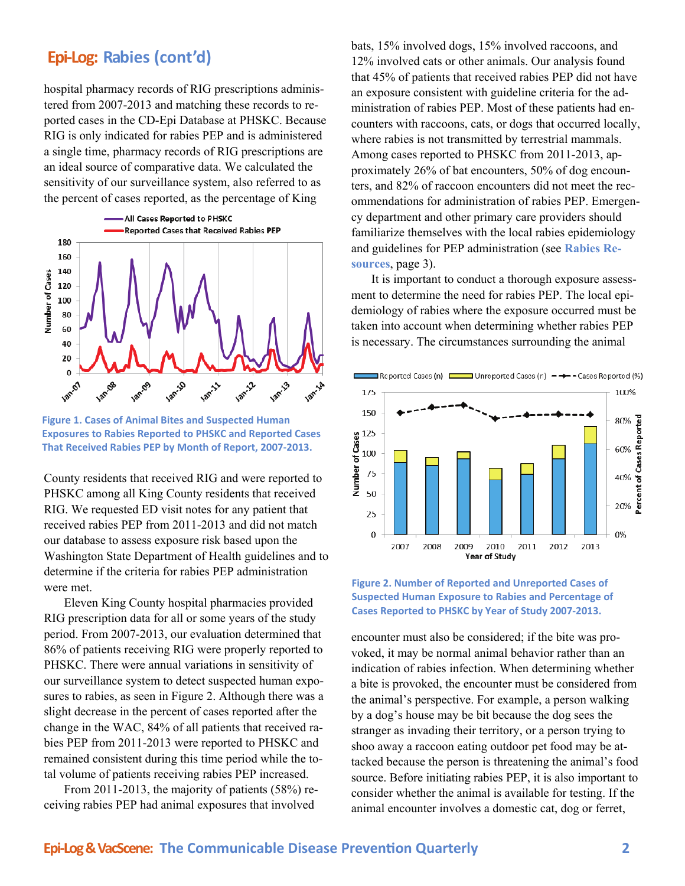## Epi-Log: Rabies (cont'd)

hospital pharmacy records of RIG prescriptions administered from 2007-2013 and matching these records to reported cases in the CD-Epi Database at PHSKC. Because RIG is only indicated for rabies PEP and is administered a single time, pharmacy records of RIG prescriptions are an ideal source of comparative data. We calculated the sensitivity of our surveillance system, also referred to as the percent of cases reported, as the percentage of King County residents that received RIG and were reported to PHSKC among all King County residents that received RIG. We requested ED visit notes for any patient that received rabies PEP from 2011-2013 and did not match our database to assess exposure risk based upon the Washington State Department of Health guidelines and to determine if the criteria for rabies PEP administration were met.

**Figure 1. Cases of Animal Bites and Suspected Human Exposures to Rabies Reported to PHSKC and Reported Cases That Received Rabies PEP by Month of Report, 2007-2013.**

Eleven King County hospital pharmacies provided RIG prescription data for all or some years of the study period. From 2007-2013, our evaluation determined that 86% of patients receiving RIG were properly reported to PHSKC. There were annual variations in sensitivity of our surveillance system to detect suspected human exposures to rabies, as seen in Figure 2. Although there was a slight decrease in the percent of cases reported after the change in the WAC, 84% of all patients that received rabies PEP from 2011-2013 were reported to PHSKC and remained consistent during this time period while the total volume of patients receiving rabies PEP increased.

From 2011-2013, the majority of patients (58%) receiving rabies PEP had animal exposures that involved bats, 15% involved dogs, 15% involved raccoons, and 12% involved cats or other animals. Our analysis found that 45% of patients that received rabies PEP did not have an exposure consistent with guideline criteria for the administration of rabies PEP. Most of these patients had encounters with raccoons, cats, or dogs that occurred locally, where rabies is not transmitted by terrestrial mammals. Among cases reported to PHSKC from 2011-2013, approximately 26% of bat encounters, 50% of dog encounters, and 82% of raccoon encounters did not meet the recommendations for administration of rabies PEP. Emergency department and other primary care providers should familiarize themselves with the local rabies epidemiology and guidelines for PEP administration (see **Rabies Resources**, page 3).

It is important to conduct a thorough exposure assessment to determine the need for rabies PEP. The local epidemiology of rabies where the exposure occurred must be taken into account when determining whether rabies PEP is necessary. The circumstances surrounding the animal encounter must also be considered; if the bite was provoked, it may be normal animal behavior rather than an indication of rabies infection. When determining whether a bite is provoked, the encounter must be considered from the animal's perspective. For example, a person walking by a dog's house may be bit because the dog sees the stranger as invading their territory, or a person trying to shoo away a raccoon eating outdoor pet food may be attacked because the person is threatening the animal's food source. Before initiating rabies PEP, it is also important to consider whether the animal is available for testing. If the animal encounter involves a domestic cat, dog or ferret,

**Figure 2. Number of Reported and Unreported Cases of Suspected Human Exposure to Rabies and Percentage of Cases Reported to PHSKC by Year of Study 2007-2013.**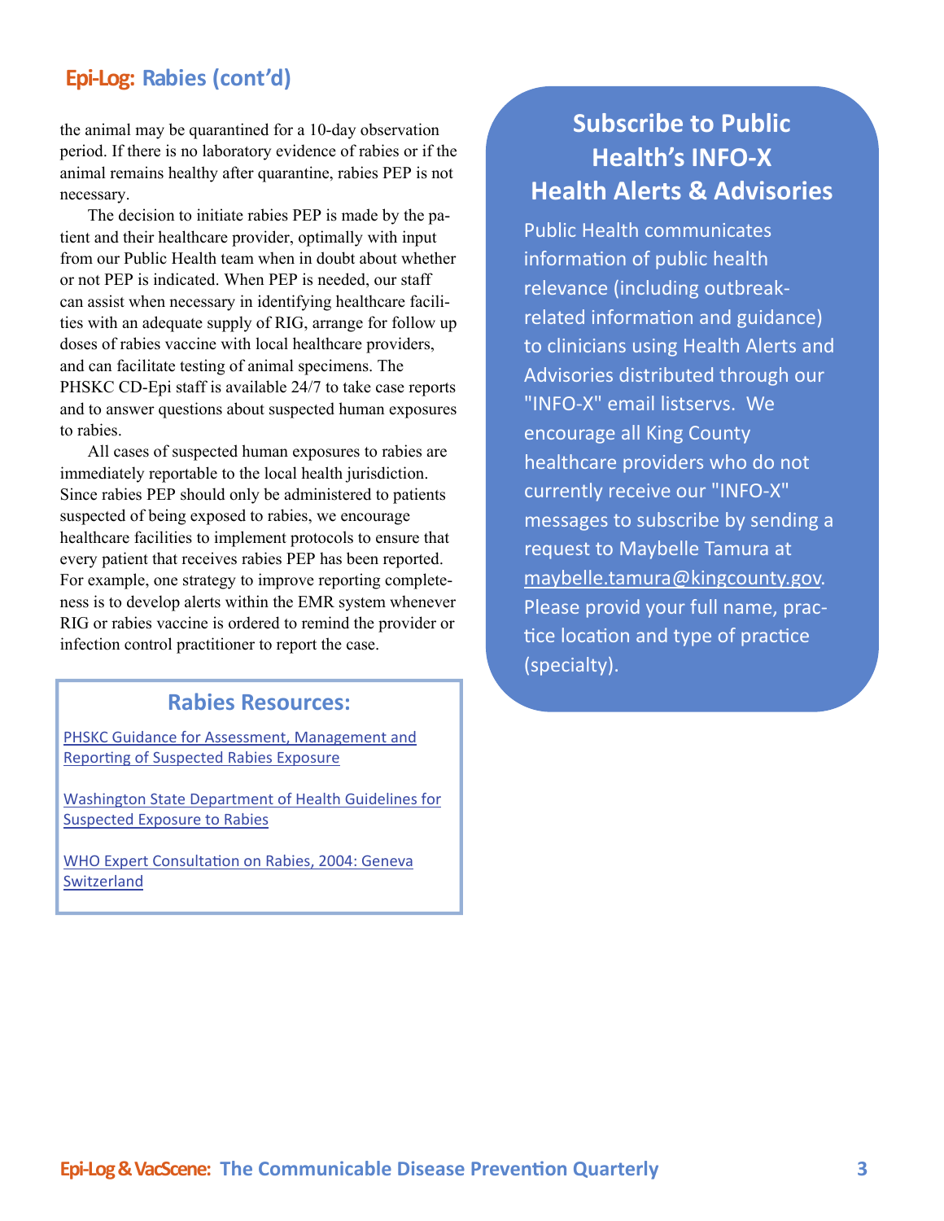## Epi-Log: Rabies (cont'd)

the animal may be quarantined for a 10-day observation period. If there is no laboratory evidence of rabies or if the animal remains healthy after quarantine, rabies PEP is not necessary.

The decision to initiate rabies PEP is made by the patient and their healthcare provider, optimally with input from our Public Health team when in doubt about whether or not PEP is indicated. When PEP is needed, our staff can assist when necessary in identifying healthcare facilities with an adequate supply of RIG, arrange for follow up doses of rabies vaccine with local healthcare providers, and can facilitate testing of animal specimens. The PHSKC CD-Epi staff is available 24/7 to take case reports and to answer questions about suspected human exposures to rabies.

All cases of suspected human exposures to rabies are immediately reportable to the local health jurisdiction. Since rabies PEP should only be administered to patients suspected of being exposed to rabies, we encourage healthcare facilities to implement protocols to ensure that every patient that receives rabies PEP has been reported. For example, one strategy to improve reporting completeness is to develop alerts within the EMR system whenever RIG or rabies vaccine is ordered to remind the provider or infection control practitioner to report the case.

### Rabies Resources:

[PHSKC Guidance for Assessment, Management and Reporting of Suspected Rabies Exposure]()

[Washington State Department of Health Guidelines for Suspected Exposure to Rabies]()

[WHO Expert Consultation on Rabies, 2004: Geneva Switzerland]()

### Subscribe to Public Health's INFO-X Health Alerts & Advisories

Public Health communicates information of public health relevance (including outbreak-related information and guidance) to clinicians using Health Alerts and Advisories distributed through our "INFO-X" email listservs. We encourage all King County healthcare providers who do not currently receive our "INFO-X" messages to subscribe by sending a request to Maybelle Tamura at [maybelle.tamura@kingcounty.gov](mailto:maybelle.tamura@kingcounty.gov). Please provid your full name, practice location and type of practice (specialty).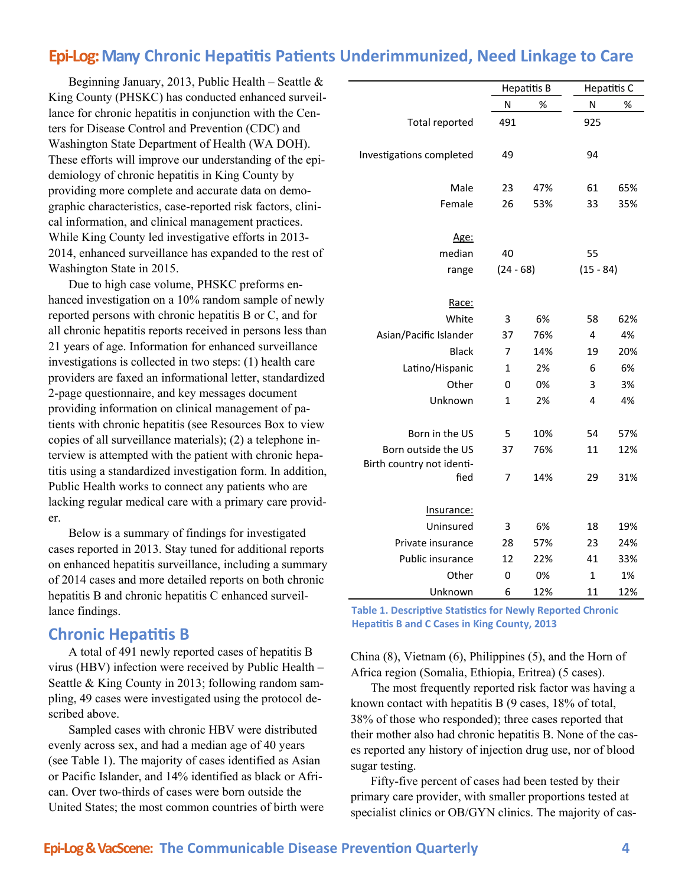## Epi-Log: Many Chronic Hepatitis Patients Underimmunized, Need Linkage to Care

Beginning January, 2013, Public Health – Seattle & King County (PHSKC) has conducted enhanced surveillance for chronic hepatitis in conjunction with the Centers for Disease Control and Prevention (CDC) and Washington State Department of Health (WA DOH). These efforts will improve our understanding of the epidemiology of chronic hepatitis in King County by providing more complete and accurate data on demographic characteristics, case-reported risk factors, clinical information, and clinical management practices. While King County led investigative efforts in 2013-2014, enhanced surveillance has expanded to the rest of Washington State in 2015.

Due to high case volume, PHSKC preforms enhanced investigation on a 10% random sample of newly reported persons with chronic hepatitis B or C, and for all chronic hepatitis reports received in persons less than 21 years of age. Information for enhanced surveillance investigations is collected in two steps: (1) health care providers are faxed an informational letter, standardized 2-page questionnaire, and key messages document providing information on clinical management of patients with chronic hepatitis (see Resources Box to view copies of all surveillance materials); (2) a telephone interview is attempted with the patient with chronic hepatitis using a standardized investigation form. In addition, Public Health works to connect any patients who are lacking regular medical care with a primary care provider.

Below is a summary of findings for investigated cases reported in 2013. Stay tuned for additional reports on enhanced hepatitis surveillance, including a summary of 2014 cases and more detailed reports on both chronic hepatitis B and chronic hepatitis C enhanced surveillance findings.

| | Hepatitis B | | Hepatitis C | |
|---|---|---|---|---|
| | N | % | N | % |
| Total reported | 491 | | 925 | |
| Investigations completed | 49 | | 94 | |
| Male | 23 | 47% | 61 | 65% |
| Female | 26 | 53% | 33 | 35% |
| Age: | | | | |
| median | 40 | | 55 | |
| range | (24 - 68) | | (15 - 84) | |
| Race: | | | | |
| White | 3 | 6% | 58 | 62% |
| Asian/Pacific Islander | 37 | 76% | 4 | 4% |
| Black | 7 | 14% | 19 | 20% |
| Latino/Hispanic | 1 | 2% | 6 | 6% |
| Other | 0 | 0% | 3 | 3% |
| Unknown | 1 | 2% | 4 | 4% |
| Born in the US | 5 | 10% | 54 | 57% |
| Born outside the US | 37 | 76% | 11 | 12% |
| Birth country not identified | 7 | 14% | 29 | 31% |
| Insurance: | | | | |
| Uninsured | 3 | 6% | 18 | 19% |
| Private insurance | 28 | 57% | 23 | 24% |
| Public insurance | 12 | 22% | 41 | 33% |
| Other | 0 | 0% | 1 | 1% |
| Unknown | 6 | 12% | 11 | 12% |

**Table 1. Descriptive Statistics for Newly Reported Chronic Hepatitis B and C Cases in King County, 2013**

### Chronic Hepatitis B

A total of 491 newly reported cases of hepatitis B virus (HBV) infection were received by Public Health – Seattle & King County in 2013; following random sampling, 49 cases were investigated using the protocol described above.

Sampled cases with chronic HBV were distributed evenly across sex, and had a median age of 40 years (see Table 1). The majority of cases identified as Asian or Pacific Islander, and 14% identified as black or African. Over two-thirds of cases were born outside the United States; the most common countries of birth were China (8), Vietnam (6), Philippines (5), and the Horn of Africa region (Somalia, Ethiopia, Eritrea) (5 cases).

The most frequently reported risk factor was having a known contact with hepatitis B (9 cases, 18% of total, 38% of those who responded); three cases reported that their mother also had chronic hepatitis B. None of the cases reported any history of injection drug use, nor of blood sugar testing.

Fifty-five percent of cases had been tested by their primary care provider, with smaller proportions tested at specialist clinics or OB/GYN clinics. The majority of cas-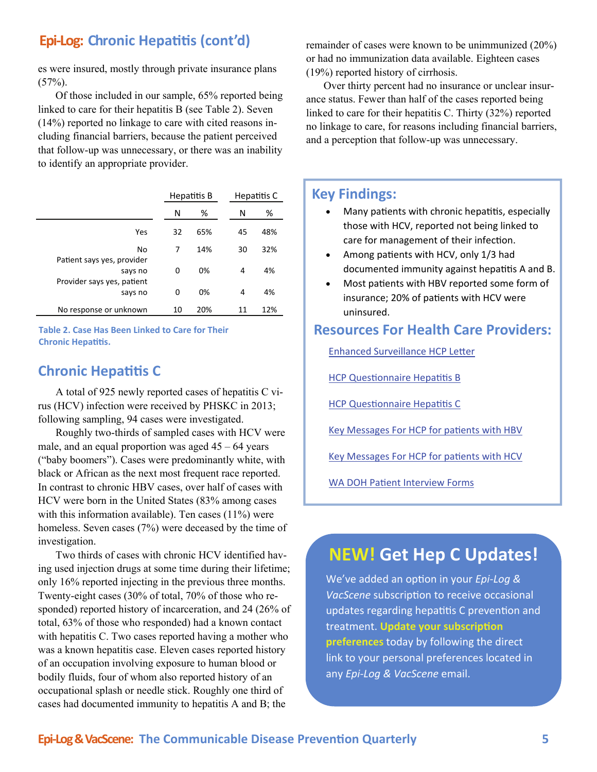## Epi-Log: Chronic Hepatitis (cont'd)

es were insured, mostly through private insurance plans (57%).

Of those included in our sample, 65% reported being linked to care for their hepatitis B (see Table 2). Seven (14%) reported no linkage to care with cited reasons including financial barriers, because the patient perceived that follow-up was unnecessary, or there was an inability to identify an appropriate provider.

| | Hepatitis B | | Hepatitis C | |
|---|---|---|---|---|
| | N | % | N | % |
| Yes | 32 | 65% | 45 | 48% |
| No | 7 | 14% | 30 | 32% |
| Patient says yes, provider says no | 0 | 0% | 4 | 4% |
| Provider says yes, patient says no | 0 | 0% | 4 | 4% |
| No response or unknown | 10 | 20% | 11 | 12% |

**Table 2. Case Has Been Linked to Care for Their Chronic Hepatitis.**

## Chronic Hepatitis C

A total of 925 newly reported cases of hepatitis C virus (HCV) infection were received by PHSKC in 2013; following sampling, 94 cases were investigated.

Roughly two-thirds of sampled cases with HCV were male, and an equal proportion was aged 45 – 64 years ("baby boomers"). Cases were predominantly white, with black or African as the next most frequent race reported. In contrast to chronic HBV cases, over half of cases with HCV were born in the United States (83% among cases with this information available). Ten cases (11%) were homeless. Seven cases (7%) were deceased by the time of investigation.

Two thirds of cases with chronic HCV identified having used injection drugs at some time during their lifetime; only 16% reported injecting in the previous three months. Twenty-eight cases (30% of total, 70% of those who responded) reported history of incarceration, and 24 (26% of total, 63% of those who responded) had a known contact with hepatitis C. Two cases reported having a mother who was a known hepatitis case. Eleven cases reported history of an occupation involving exposure to human blood or bodily fluids, four of whom also reported history of an occupational splash or needle stick. Roughly one third of cases had documented immunity to hepatitis A and B; the remainder of cases were known to be unimmunized (20%) or had no immunization data available. Eighteen cases (19%) reported history of cirrhosis.

Over thirty percent had no insurance or unclear insurance status. Fewer than half of the cases reported being linked to care for their hepatitis C. Thirty (32%) reported no linkage to care, for reasons including financial barriers, and a perception that follow-up was unnecessary.

### Key Findings:

- Many patients with chronic hepatitis, especially those with HCV, reported not being linked to care for management of their infection.
- Among patients with HCV, only 1/3 had documented immunity against hepatitis A and B.
- Most patients with HBV reported some form of insurance; 20% of patients with HCV were uninsured.

### Resources For Health Care Providers:

Enhanced Surveillance HCP Letter

HCP Questionnaire Hepatitis B

HCP Questionnaire Hepatitis C

Key Messages For HCP for patients with HBV

Key Messages For HCP for patients with HCV

WA DOH Patient Interview Forms

## NEW! Get Hep C Updates!

We've added an option in your *Epi-Log & VacScene* subscription to receive occasional updates regarding hepatitis C prevention and treatment. **Update your subscription preferences** today by following the direct link to your personal preferences located in any *Epi-Log & VacScene* email.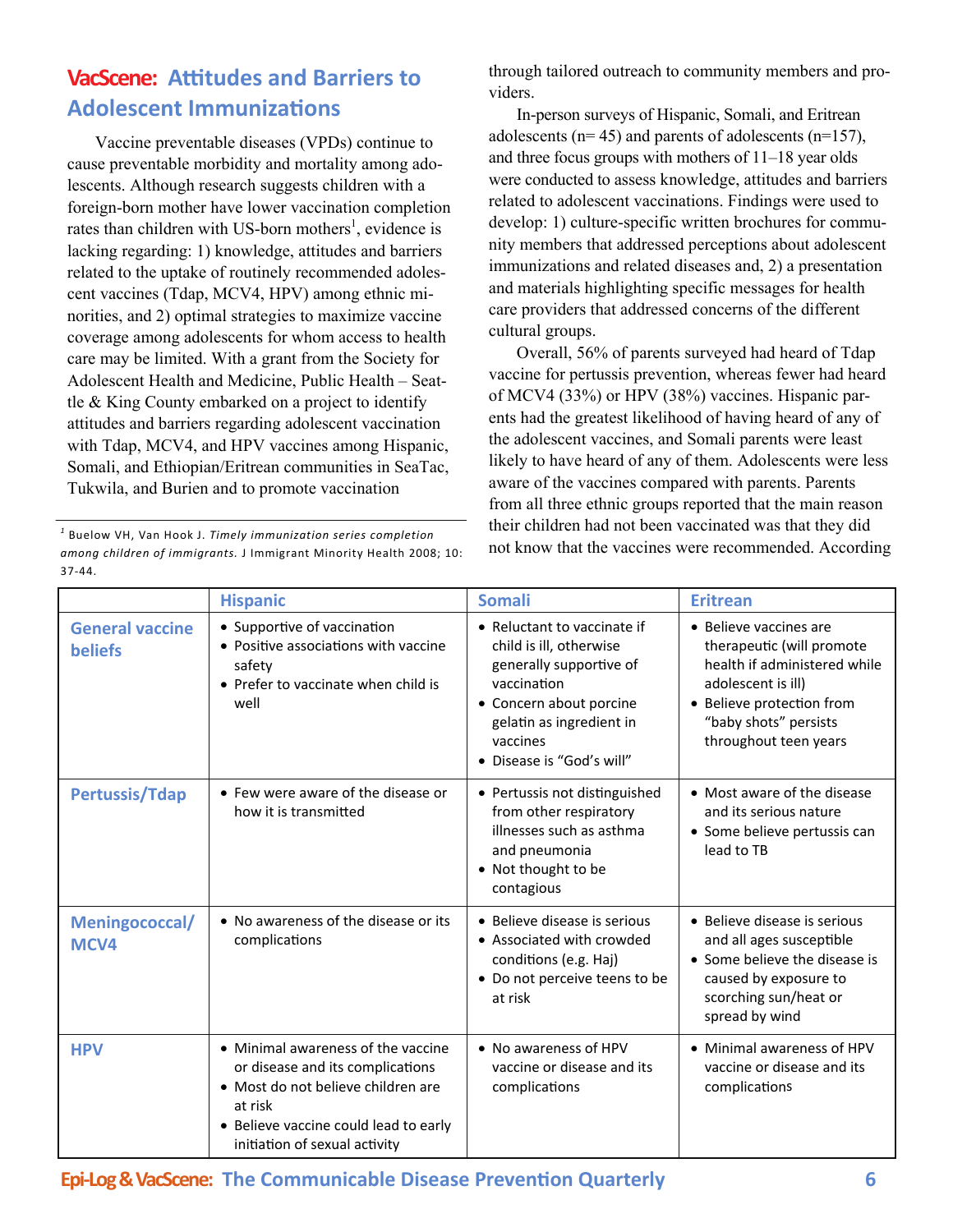## VacScene: Attitudes and Barriers to Adolescent Immunizations

Vaccine preventable diseases (VPDs) continue to cause preventable morbidity and mortality among adolescents. Although research suggests children with a foreign-born mother have lower vaccination completion rates than children with US-born mothers[1], evidence is lacking regarding: 1) knowledge, attitudes and barriers related to the uptake of routinely recommended adolescent vaccines (Tdap, MCV4, HPV) among ethnic minorities, and 2) optimal strategies to maximize vaccine coverage among adolescents for whom access to health care may be limited. With a grant from the Society for Adolescent Health and Medicine, Public Health – Seattle & King County embarked on a project to identify attitudes and barriers regarding adolescent vaccination with Tdap, MCV4, and HPV vaccines among Hispanic, Somali, and Ethiopian/Eritrean communities in SeaTac, Tukwila, and Burien and to promote vaccination through tailored outreach to community members and providers.

In-person surveys of Hispanic, Somali, and Eritrean adolescents (n= 45) and parents of adolescents (n=157), and three focus groups with mothers of 11–18 year olds were conducted to assess knowledge, attitudes and barriers related to adolescent vaccinations. Findings were used to develop: 1) culture-specific written brochures for community members that addressed perceptions about adolescent immunizations and related diseases and, 2) a presentation and materials highlighting specific messages for health care providers that addressed concerns of the different cultural groups.

Overall, 56% of parents surveyed had heard of Tdap vaccine for pertussis prevention, whereas fewer had heard of MCV4 (33%) or HPV (38%) vaccines. Hispanic parents had the greatest likelihood of having heard of any of the adolescent vaccines, and Somali parents were least likely to have heard of any of them. Adolescents were less aware of the vaccines compared with parents. Parents from all three ethnic groups reported that the main reason their children had not been vaccinated was that they did not know that the vaccines were recommended. According

[1] Buelow VH, Van Hook J. *Timely immunization series completion among children of immigrants.* J Immigrant Minority Health 2008; 10: 37-44.

| | Hispanic | Somali | Eritrean |
|---|---|---|---|
| **General vaccine beliefs** | • Supportive of vaccination<br>• Positive associations with vaccine safety<br>• Prefer to vaccinate when child is well | • Reluctant to vaccinate if child is ill, otherwise generally supportive of vaccination<br>• Concern about porcine gelatin as ingredient in vaccines<br>• Disease is "God's will" | • Believe vaccines are therapeutic (will promote health if administered while adolescent is ill)<br>• Believe protection from "baby shots" persists throughout teen years |
| **Pertussis/Tdap** | • Few were aware of the disease or how it is transmitted | • Pertussis not distinguished from other respiratory illnesses such as asthma and pneumonia<br>• Not thought to be contagious | • Most aware of the disease and its serious nature<br>• Some believe pertussis can lead to TB |
| **Meningococcal/ MCV4** | • No awareness of the disease or its complications | • Believe disease is serious<br>• Associated with crowded conditions (e.g. Haj)<br>• Do not perceive teens to be at risk | • Believe disease is serious and all ages susceptible<br>• Some believe the disease is caused by exposure to scorching sun/heat or spread by wind |
| **HPV** | • Minimal awareness of the vaccine or disease and its complications<br>• Most do not believe children are at risk<br>• Believe vaccine could lead to early initiation of sexual activity | • No awareness of HPV vaccine or disease and its complications | • Minimal awareness of HPV vaccine or disease and its complications |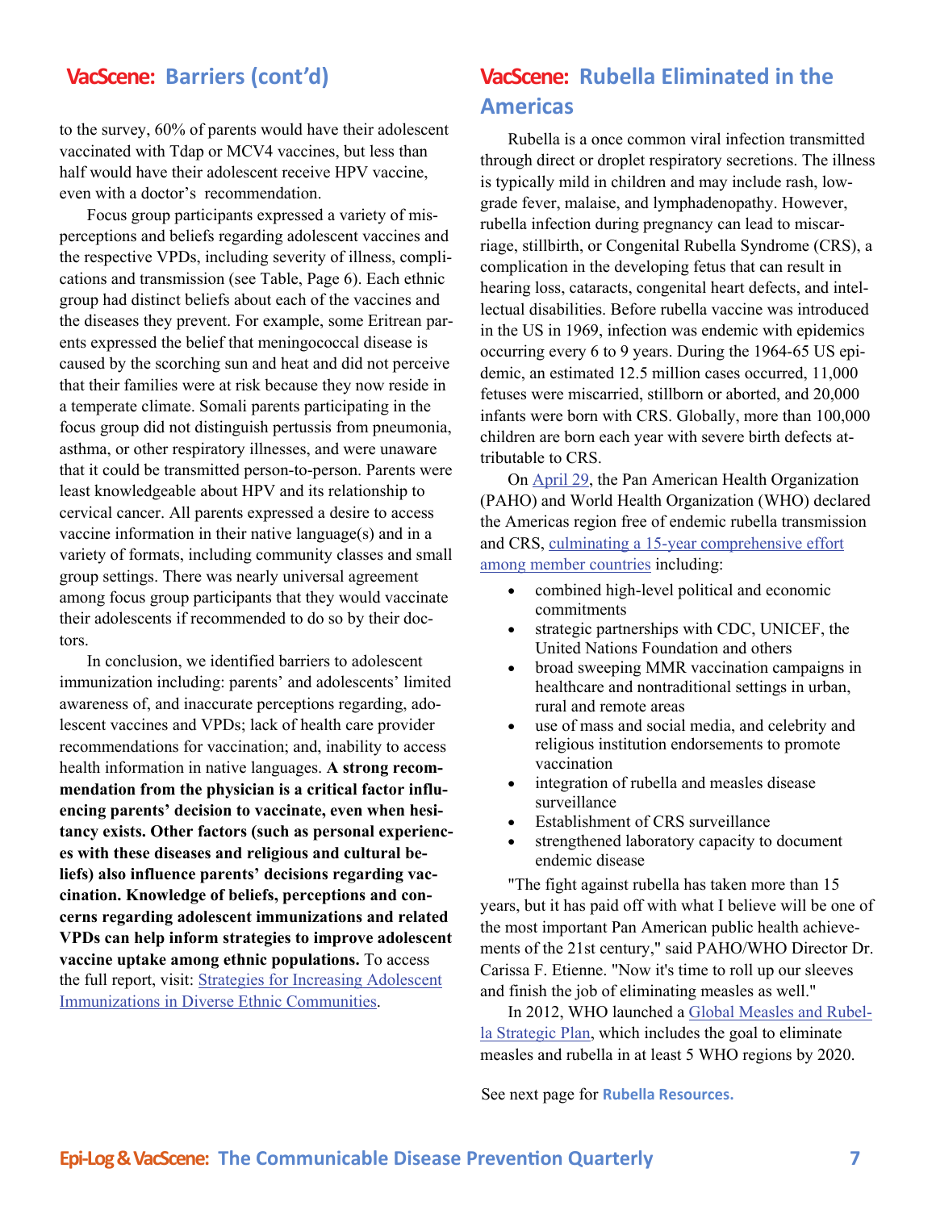## VacScene: Barriers (cont'd)

to the survey, 60% of parents would have their adolescent vaccinated with Tdap or MCV4 vaccines, but less than half would have their adolescent receive HPV vaccine, even with a doctor's recommendation.

Focus group participants expressed a variety of misperceptions and beliefs regarding adolescent vaccines and the respective VPDs, including severity of illness, complications and transmission (see Table, Page 6). Each ethnic group had distinct beliefs about each of the vaccines and the diseases they prevent. For example, some Eritrean parents expressed the belief that meningococcal disease is caused by the scorching sun and heat and did not perceive that their families were at risk because they now reside in a temperate climate. Somali parents participating in the focus group did not distinguish pertussis from pneumonia, asthma, or other respiratory illnesses, and were unaware that it could be transmitted person-to-person. Parents were least knowledgeable about HPV and its relationship to cervical cancer. All parents expressed a desire to access vaccine information in their native language(s) and in a variety of formats, including community classes and small group settings. There was nearly universal agreement among focus group participants that they would vaccinate their adolescents if recommended to do so by their doctors.

In conclusion, we identified barriers to adolescent immunization including: parents' and adolescents' limited awareness of, and inaccurate perceptions regarding, adolescent vaccines and VPDs; lack of health care provider recommendations for vaccination; and, inability to access health information in native languages. **A strong recommendation from the physician is a critical factor influencing parents' decision to vaccinate, even when hesitancy exists. Other factors (such as personal experiences with these diseases and religious and cultural beliefs) also influence parents' decisions regarding vaccination. Knowledge of beliefs, perceptions and concerns regarding adolescent immunizations and related VPDs can help inform strategies to improve adolescent vaccine uptake among ethnic populations.** To access the full report, visit: Strategies for Increasing Adolescent Immunizations in Diverse Ethnic Communities.

## VacScene: Rubella Eliminated in the Americas

Rubella is a once common viral infection transmitted through direct or droplet respiratory secretions. The illness is typically mild in children and may include rash, low-grade fever, malaise, and lymphadenopathy. However, rubella infection during pregnancy can lead to miscarriage, stillbirth, or Congenital Rubella Syndrome (CRS), a complication in the developing fetus that can result in hearing loss, cataracts, congenital heart defects, and intellectual disabilities. Before rubella vaccine was introduced in the US in 1969, infection was endemic with epidemics occurring every 6 to 9 years. During the 1964-65 US epidemic, an estimated 12.5 million cases occurred, 11,000 fetuses were miscarried, stillborn or aborted, and 20,000 infants were born with CRS. Globally, more than 100,000 children are born each year with severe birth defects attributable to CRS.

On April 29, the Pan American Health Organization (PAHO) and World Health Organization (WHO) declared the Americas region free of endemic rubella transmission and CRS, culminating a 15-year comprehensive effort among member countries including:

- combined high-level political and economic commitments
- strategic partnerships with CDC, UNICEF, the United Nations Foundation and others
- broad sweeping MMR vaccination campaigns in healthcare and nontraditional settings in urban, rural and remote areas
- use of mass and social media, and celebrity and religious institution endorsements to promote vaccination
- integration of rubella and measles disease surveillance
- Establishment of CRS surveillance
- strengthened laboratory capacity to document endemic disease

"The fight against rubella has taken more than 15 years, but it has paid off with what I believe will be one of the most important Pan American public health achievements of the 21st century," said PAHO/WHO Director Dr. Carissa F. Etienne. "Now it's time to roll up our sleeves and finish the job of eliminating measles as well."

In 2012, WHO launched a Global Measles and Rubella Strategic Plan, which includes the goal to eliminate measles and rubella in at least 5 WHO regions by 2020.

See next page for **Rubella Resources.**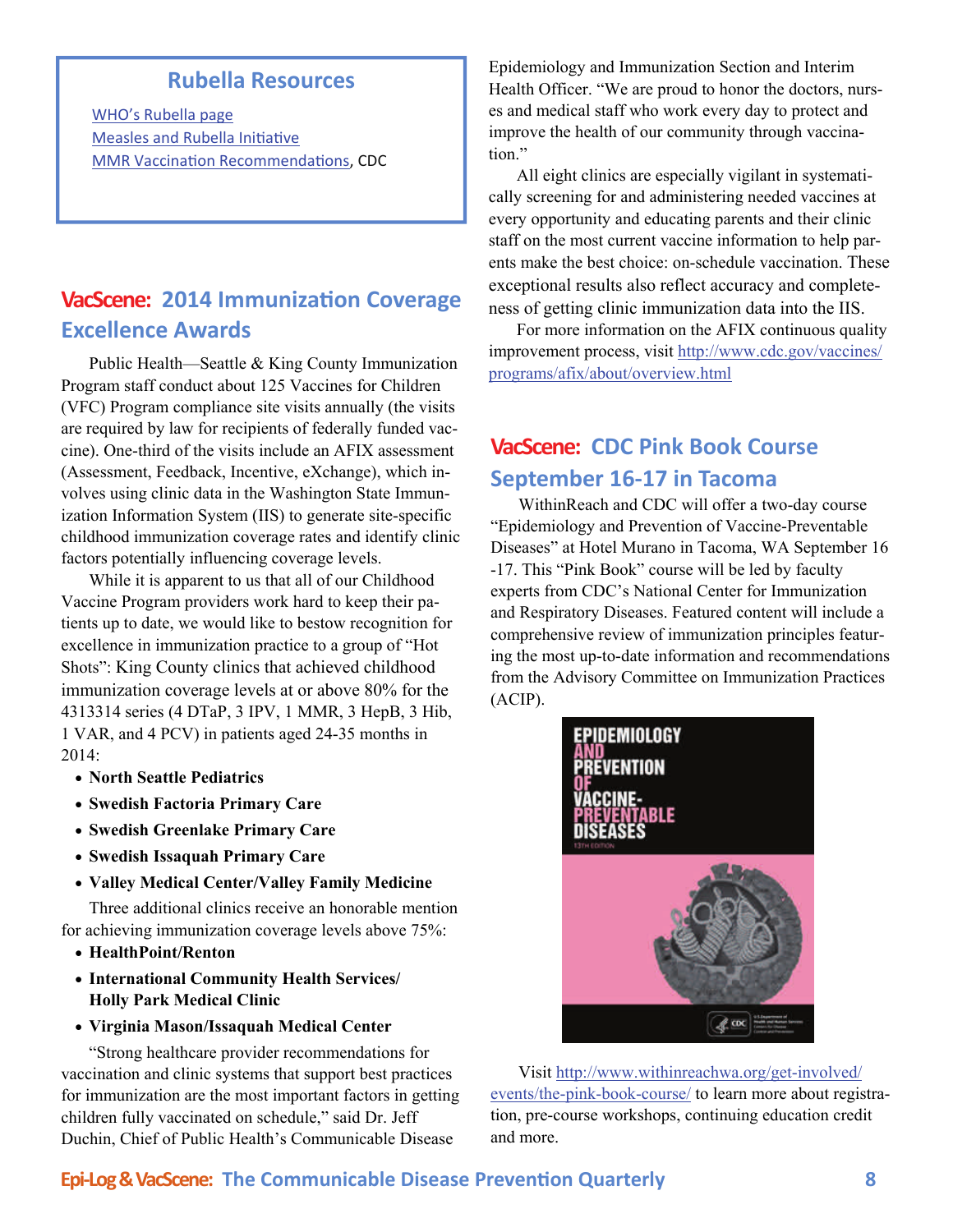## Rubella Resources

[WHO's Rubella page](#)

[Measles and Rubella Initiative](#)

[MMR Vaccination Recommendations](#), CDC

## VacScene: 2014 Immunization Coverage Excellence Awards

Public Health—Seattle & King County Immunization Program staff conduct about 125 Vaccines for Children (VFC) Program compliance site visits annually (the visits are required by law for recipients of federally funded vaccine). One-third of the visits include an AFIX assessment (Assessment, Feedback, Incentive, eXchange), which involves using clinic data in the Washington State Immunization Information System (IIS) to generate site-specific childhood immunization coverage rates and identify clinic factors potentially influencing coverage levels.

While it is apparent to us that all of our Childhood Vaccine Program providers work hard to keep their patients up to date, we would like to bestow recognition for excellence in immunization practice to a group of "Hot Shots": King County clinics that achieved childhood immunization coverage levels at or above 80% for the 4313314 series (4 DTaP, 3 IPV, 1 MMR, 3 HepB, 3 Hib, 1 VAR, and 4 PCV) in patients aged 24-35 months in 2014:

- **North Seattle Pediatrics**
- **Swedish Factoria Primary Care**
- **Swedish Greenlake Primary Care**
- **Swedish Issaquah Primary Care**
- **Valley Medical Center/Valley Family Medicine**

Three additional clinics receive an honorable mention for achieving immunization coverage levels above 75%:

- **HealthPoint/Renton**
- **International Community Health Services/ Holly Park Medical Clinic**
- **Virginia Mason/Issaquah Medical Center**

"Strong healthcare provider recommendations for vaccination and clinic systems that support best practices for immunization are the most important factors in getting children fully vaccinated on schedule," said Dr. Jeff Duchin, Chief of Public Health's Communicable Disease Epidemiology and Immunization Section and Interim Health Officer. "We are proud to honor the doctors, nurses and medical staff who work every day to protect and improve the health of our community through vaccination."

All eight clinics are especially vigilant in systematically screening for and administering needed vaccines at every opportunity and educating parents and their clinic staff on the most current vaccine information to help parents make the best choice: on-schedule vaccination. These exceptional results also reflect accuracy and completeness of getting clinic immunization data into the IIS.

For more information on the AFIX continuous quality improvement process, visit http://www.cdc.gov/vaccines/programs/afix/about/overview.html

## VacScene: CDC Pink Book Course September 16-17 in Tacoma

WithinReach and CDC will offer a two-day course "Epidemiology and Prevention of Vaccine-Preventable Diseases" at Hotel Murano in Tacoma, WA September 16-17. This "Pink Book" course will be led by faculty experts from CDC's National Center for Immunization and Respiratory Diseases. Featured content will include a comprehensive review of immunization principles featuring the most up-to-date information and recommendations from the Advisory Committee on Immunization Practices (ACIP).

Visit http://www.withinreachwa.org/get-involved/events/the-pink-book-course/ to learn more about registration, pre-course workshops, continuing education credit and more.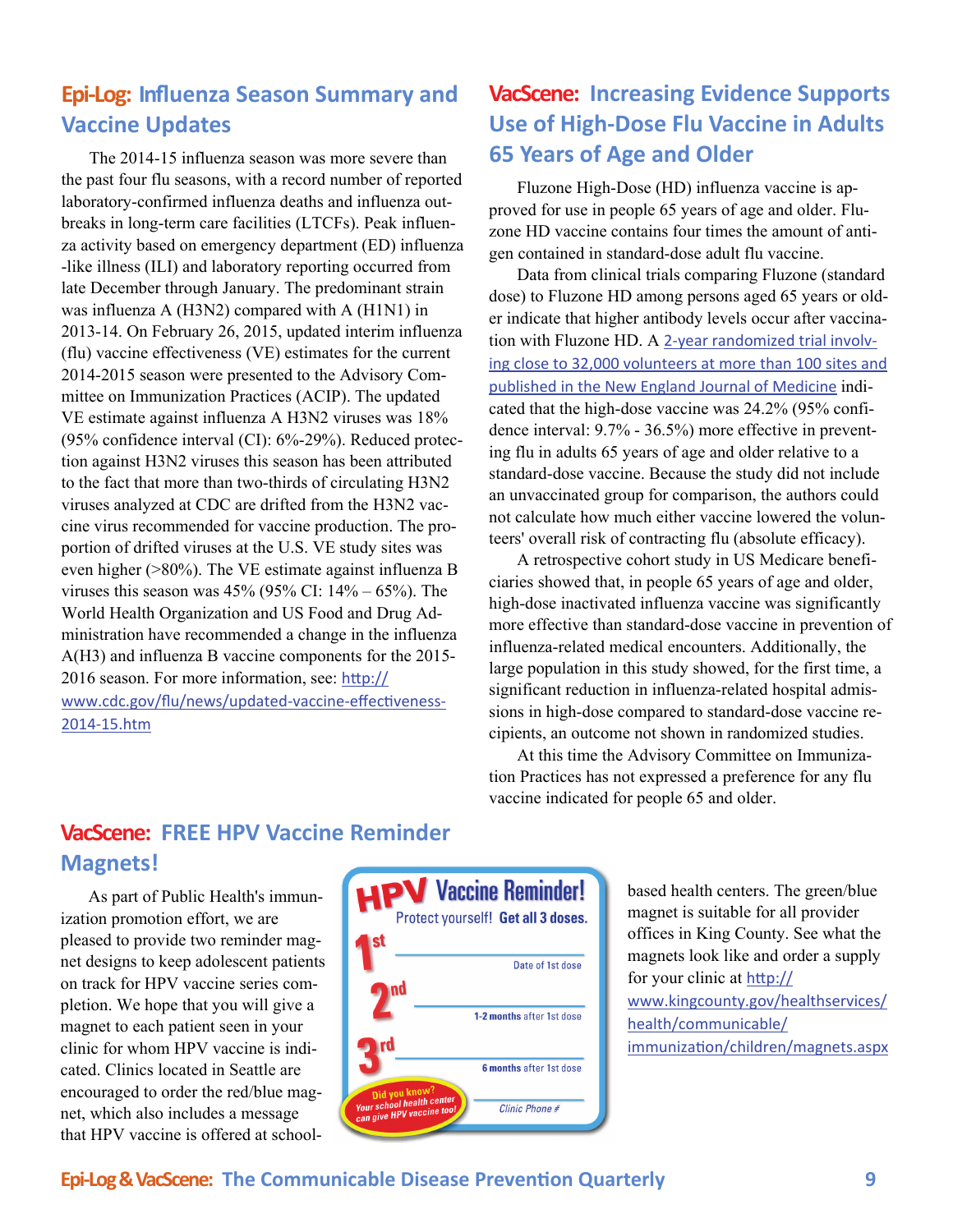## Epi-Log: Influenza Season Summary and Vaccine Updates

The 2014-15 influenza season was more severe than the past four flu seasons, with a record number of reported laboratory-confirmed influenza deaths and influenza outbreaks in long-term care facilities (LTCFs). Peak influenza activity based on emergency department (ED) influenza-like illness (ILI) and laboratory reporting occurred from late December through January. The predominant strain was influenza A (H3N2) compared with A (H1N1) in 2013-14. On February 26, 2015, updated interim influenza (flu) vaccine effectiveness (VE) estimates for the current 2014-2015 season were presented to the Advisory Committee on Immunization Practices (ACIP). The updated VE estimate against influenza A H3N2 viruses was 18% (95% confidence interval (CI): 6%-29%). Reduced protection against H3N2 viruses this season has been attributed to the fact that more than two-thirds of circulating H3N2 viruses analyzed at CDC are drifted from the H3N2 vaccine virus recommended for vaccine production. The proportion of drifted viruses at the U.S. VE study sites was even higher (>80%). The VE estimate against influenza B viruses this season was 45% (95% CI: 14% – 65%). The World Health Organization and US Food and Drug Administration have recommended a change in the influenza A(H3) and influenza B vaccine components for the 2015-2016 season. For more information, see: http://www.cdc.gov/flu/news/updated-vaccine-effectiveness-2014-15.htm

## VacScene: Increasing Evidence Supports Use of High-Dose Flu Vaccine in Adults 65 Years of Age and Older

Fluzone High-Dose (HD) influenza vaccine is approved for use in people 65 years of age and older. Fluzone HD vaccine contains four times the amount of antigen contained in standard-dose adult flu vaccine.

Data from clinical trials comparing Fluzone (standard dose) to Fluzone HD among persons aged 65 years or older indicate that higher antibody levels occur after vaccination with Fluzone HD. A 2-year randomized trial involving close to 32,000 volunteers at more than 100 sites and published in the New England Journal of Medicine indicated that the high-dose vaccine was 24.2% (95% confidence interval: 9.7% - 36.5%) more effective in preventing flu in adults 65 years of age and older relative to a standard-dose vaccine. Because the study did not include an unvaccinated group for comparison, the authors could not calculate how much either vaccine lowered the volunteers' overall risk of contracting flu (absolute efficacy).

A retrospective cohort study in US Medicare beneficiaries showed that, in people 65 years of age and older, high-dose inactivated influenza vaccine was significantly more effective than standard-dose vaccine in prevention of influenza-related medical encounters. Additionally, the large population in this study showed, for the first time, a significant reduction in influenza-related hospital admissions in high-dose compared to standard-dose vaccine recipients, an outcome not shown in randomized studies.

At this time the Advisory Committee on Immunization Practices has not expressed a preference for any flu vaccine indicated for people 65 and older.

## VacScene: FREE HPV Vaccine Reminder Magnets!

As part of Public Health's immunization promotion effort, we are pleased to provide two reminder magnet designs to keep adolescent patients on track for HPV vaccine series completion. We hope that you will give a magnet to each patient seen in your clinic for whom HPV vaccine is indicated. Clinics located in Seattle are encouraged to order the red/blue magnet, which also includes a message that HPV vaccine is offered at school-based health centers. The green/blue magnet is suitable for all provider offices in King County. See what the magnets look like and order a supply for your clinic at http://www.kingcounty.gov/healthservices/health/communicable/immunization/children/magnets.aspx

**HPV Vaccine Reminder!**
Protect yourself! **Get all 3 doses.**

1st ______ Date of 1st dose

2nd ______ 1-2 months after 1st dose

3rd ______ 6 months after 1st dose

Did you know? Your school health center can give HPV vaccine too!

______ Clinic Phone #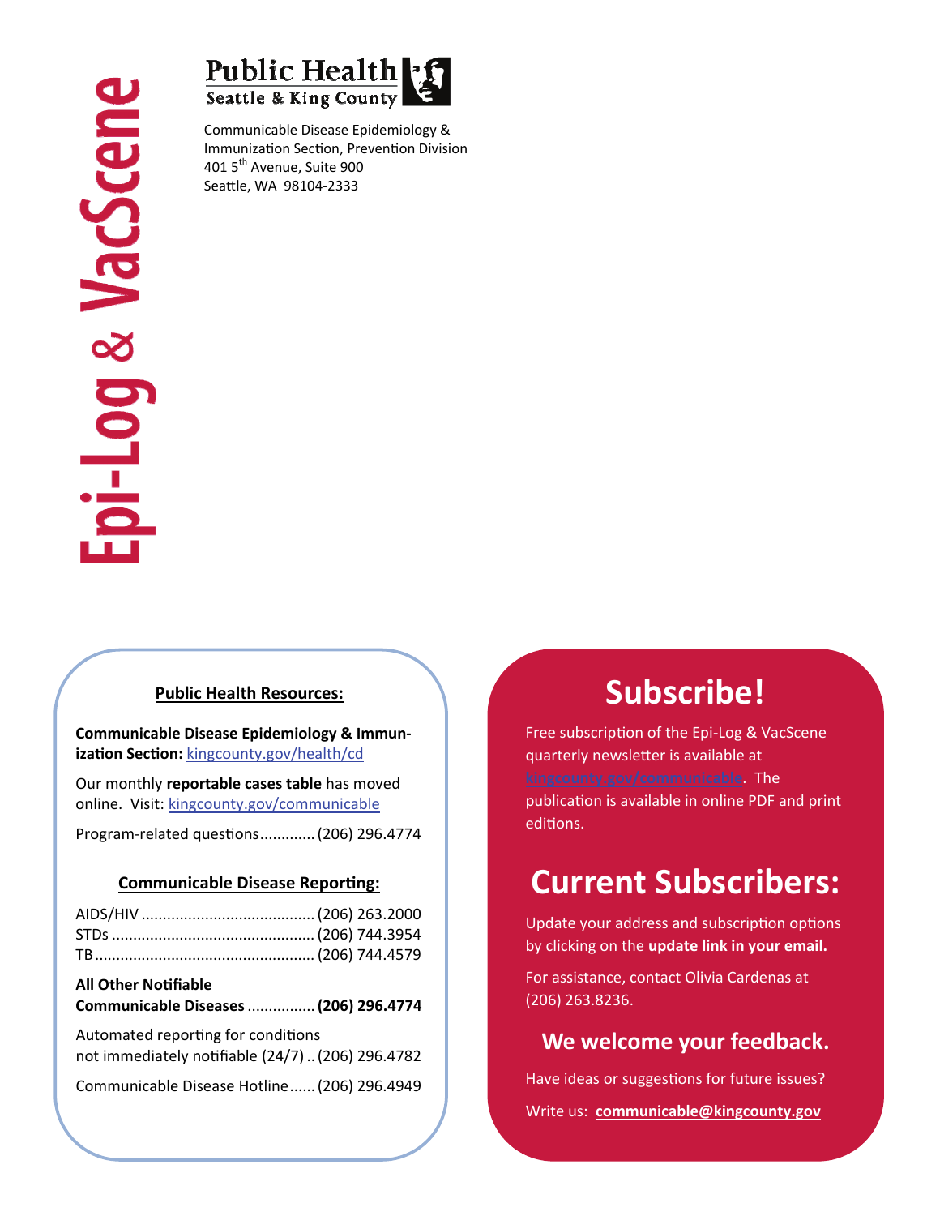# Epi-Log & VacScene

**Public Health**
**Seattle & King County**

Communicable Disease Epidemiology & Immunization Section, Prevention Division
401 5th Avenue, Suite 900
Seattle, WA 98104-2333

**Public Health Resources:**

**Communicable Disease Epidemiology & Immunization Section:** kingcounty.gov/health/cd

Our monthly **reportable cases table** has moved online. Visit: kingcounty.gov/communicable

Program-related questions............ (206) 296.4774

**Communicable Disease Reporting:**

AIDS/HIV ........................................ (206) 263.2000
STDs ............................................... (206) 744.3954
TB.................................................. (206) 744.4579

**All Other Notifiable Communicable Diseases ................ (206) 296.4774**

Automated reporting for conditions not immediately notifiable (24/7) .. (206) 296.4782

Communicable Disease Hotline...... (206) 296.4949

## Subscribe!

Free subscription of the Epi-Log & VacScene quarterly newsletter is available at kingcounty.gov/communicable. The publication is available in online PDF and print editions.

## Current Subscribers:

Update your address and subscription options by clicking on the **update link in your email.**

For assistance, contact Olivia Cardenas at (206) 263.8236.

### We welcome your feedback.

Have ideas or suggestions for future issues?

Write us: **communicable@kingcounty.gov**